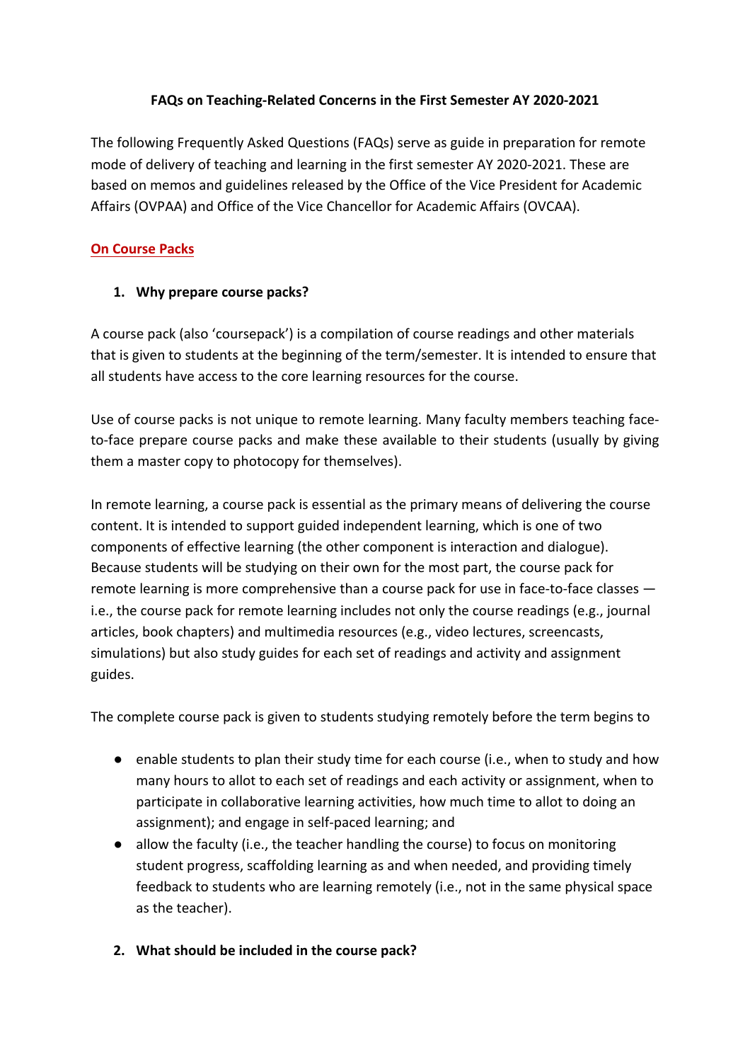# FAQs on Teaching-Related Concerns in the First Semester AY 2020-2021

The following Frequently Asked Questions (FAQs) serve as guide in preparation for remote mode of delivery of teaching and learning in the first semester AY 2020-2021. These are based on memos and guidelines released by the Office of the Vice President for Academic Affairs (OVPAA) and Office of the Vice Chancellor for Academic Affairs (OVCAA).

## On Course Packs

### 1. Why prepare course packs?

A course pack (also 'coursepack') is a compilation of course readings and other materials that is given to students at the beginning of the term/semester. It is intended to ensure that all students have access to the core learning resources for the course.

Use of course packs is not unique to remote learning. Many faculty members teaching face-to-face prepare course packs and make these available to their students (usually by giving them a master copy to photocopy for themselves).

In remote learning, a course pack is essential as the primary means of delivering the course content. It is intended to support guided independent learning, which is one of two components of effective learning (the other component is interaction and dialogue). Because students will be studying on their own for the most part, the course pack for remote learning is more comprehensive than a course pack for use in face-to-face classes — i.e., the course pack for remote learning includes not only the course readings (e.g., journal articles, book chapters) and multimedia resources (e.g., video lectures, screencasts, simulations) but also study guides for each set of readings and activity and assignment guides.

The complete course pack is given to students studying remotely before the term begins to

- enable students to plan their study time for each course (i.e., when to study and how many hours to allot to each set of readings and each activity or assignment, when to participate in collaborative learning activities, how much time to allot to doing an assignment); and engage in self-paced learning; and
- allow the faculty (i.e., the teacher handling the course) to focus on monitoring student progress, scaffolding learning as and when needed, and providing timely feedback to students who are learning remotely (i.e., not in the same physical space as the teacher).

### 2. What should be included in the course pack?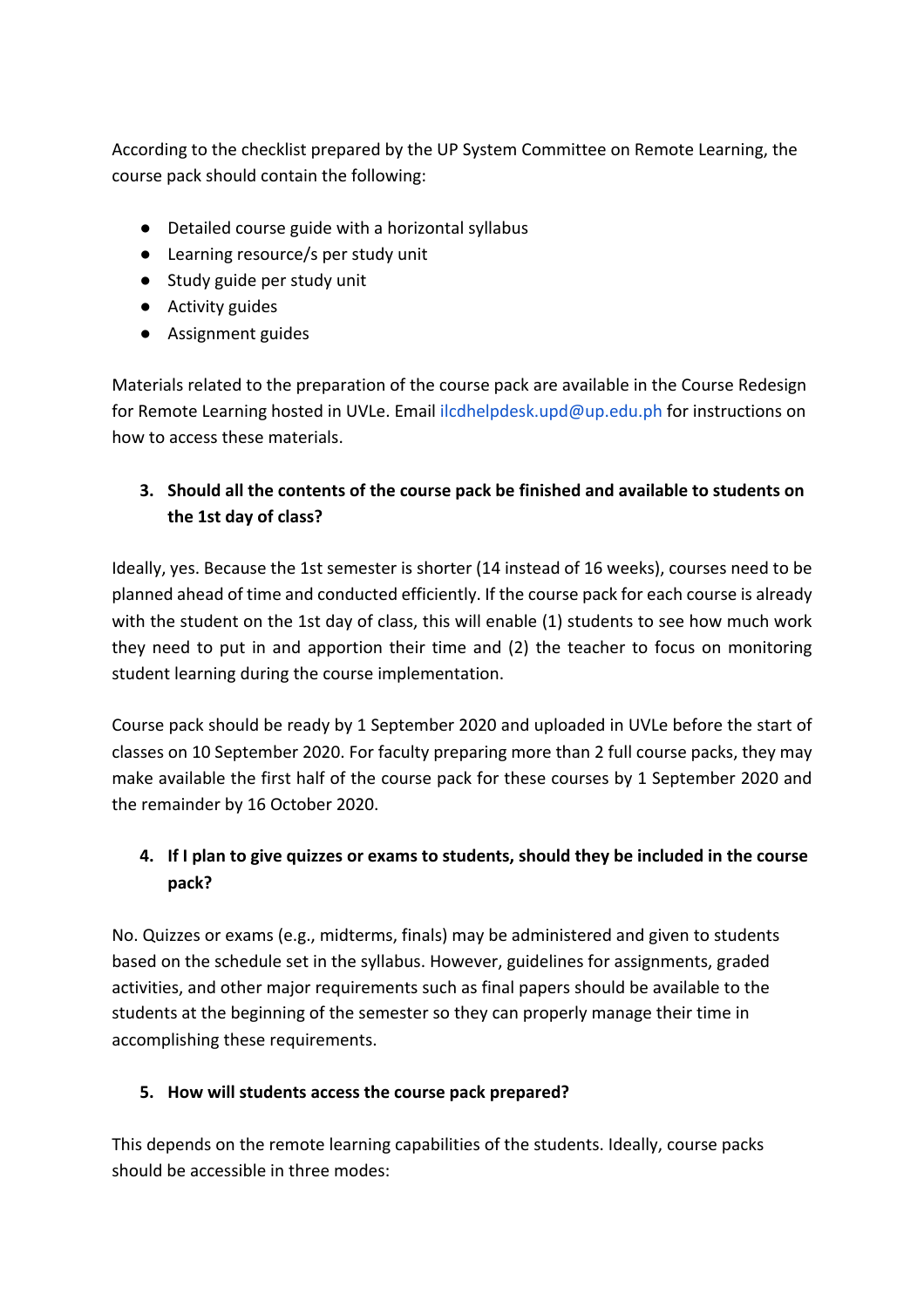According to the checklist prepared by the UP System Committee on Remote Learning, the course pack should contain the following:

- Detailed course guide with a horizontal syllabus
- Learning resource/s per study unit
- Study guide per study unit
- Activity guides
- Assignment guides

Materials related to the preparation of the course pack are available in the Course Redesign for Remote Learning hosted in UVLe. Email ilcdhelpdesk.upd@up.edu.ph for instructions on how to access these materials.

3. **Should all the contents of the course pack be finished and available to students on the 1st day of class?**

Ideally, yes. Because the 1st semester is shorter (14 instead of 16 weeks), courses need to be planned ahead of time and conducted efficiently. If the course pack for each course is already with the student on the 1st day of class, this will enable (1) students to see how much work they need to put in and apportion their time and (2) the teacher to focus on monitoring student learning during the course implementation.

Course pack should be ready by 1 September 2020 and uploaded in UVLe before the start of classes on 10 September 2020. For faculty preparing more than 2 full course packs, they may make available the first half of the course pack for these courses by 1 September 2020 and the remainder by 16 October 2020.

4. **If I plan to give quizzes or exams to students, should they be included in the course pack?**

No. Quizzes or exams (e.g., midterms, finals) may be administered and given to students based on the schedule set in the syllabus. However, guidelines for assignments, graded activities, and other major requirements such as final papers should be available to the students at the beginning of the semester so they can properly manage their time in accomplishing these requirements.

5. **How will students access the course pack prepared?**

This depends on the remote learning capabilities of the students. Ideally, course packs should be accessible in three modes: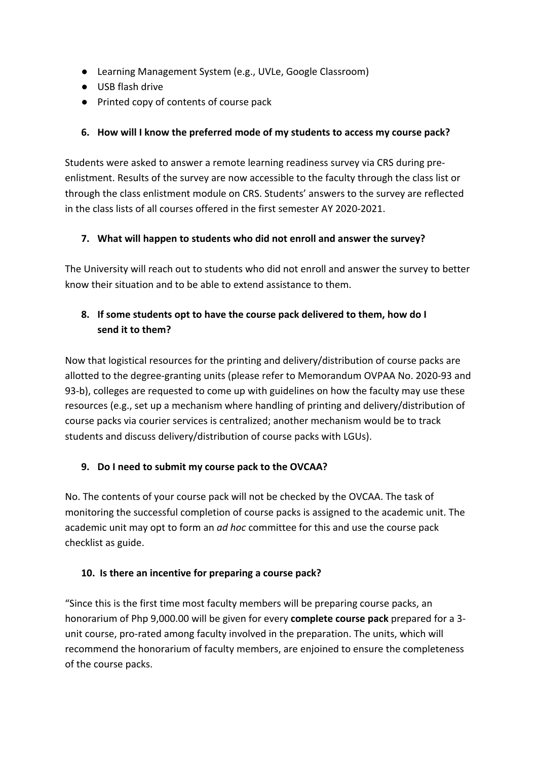- Learning Management System (e.g., UVLe, Google Classroom)
- USB flash drive
- Printed copy of contents of course pack

**6. How will I know the preferred mode of my students to access my course pack?**

Students were asked to answer a remote learning readiness survey via CRS during pre-enlistment. Results of the survey are now accessible to the faculty through the class list or through the class enlistment module on CRS. Students' answers to the survey are reflected in the class lists of all courses offered in the first semester AY 2020-2021.

**7. What will happen to students who did not enroll and answer the survey?**

The University will reach out to students who did not enroll and answer the survey to better know their situation and to be able to extend assistance to them.

**8. If some students opt to have the course pack delivered to them, how do I send it to them?**

Now that logistical resources for the printing and delivery/distribution of course packs are allotted to the degree-granting units (please refer to Memorandum OVPAA No. 2020-93 and 93-b), colleges are requested to come up with guidelines on how the faculty may use these resources (e.g., set up a mechanism where handling of printing and delivery/distribution of course packs via courier services is centralized; another mechanism would be to track students and discuss delivery/distribution of course packs with LGUs).

**9. Do I need to submit my course pack to the OVCAA?**

No. The contents of your course pack will not be checked by the OVCAA. The task of monitoring the successful completion of course packs is assigned to the academic unit. The academic unit may opt to form an *ad hoc* committee for this and use the course pack checklist as guide.

**10. Is there an incentive for preparing a course pack?**

"Since this is the first time most faculty members will be preparing course packs, an honorarium of Php 9,000.00 will be given for every **complete course pack** prepared for a 3-unit course, pro-rated among faculty involved in the preparation. The units, which will recommend the honorarium of faculty members, are enjoined to ensure the completeness of the course packs.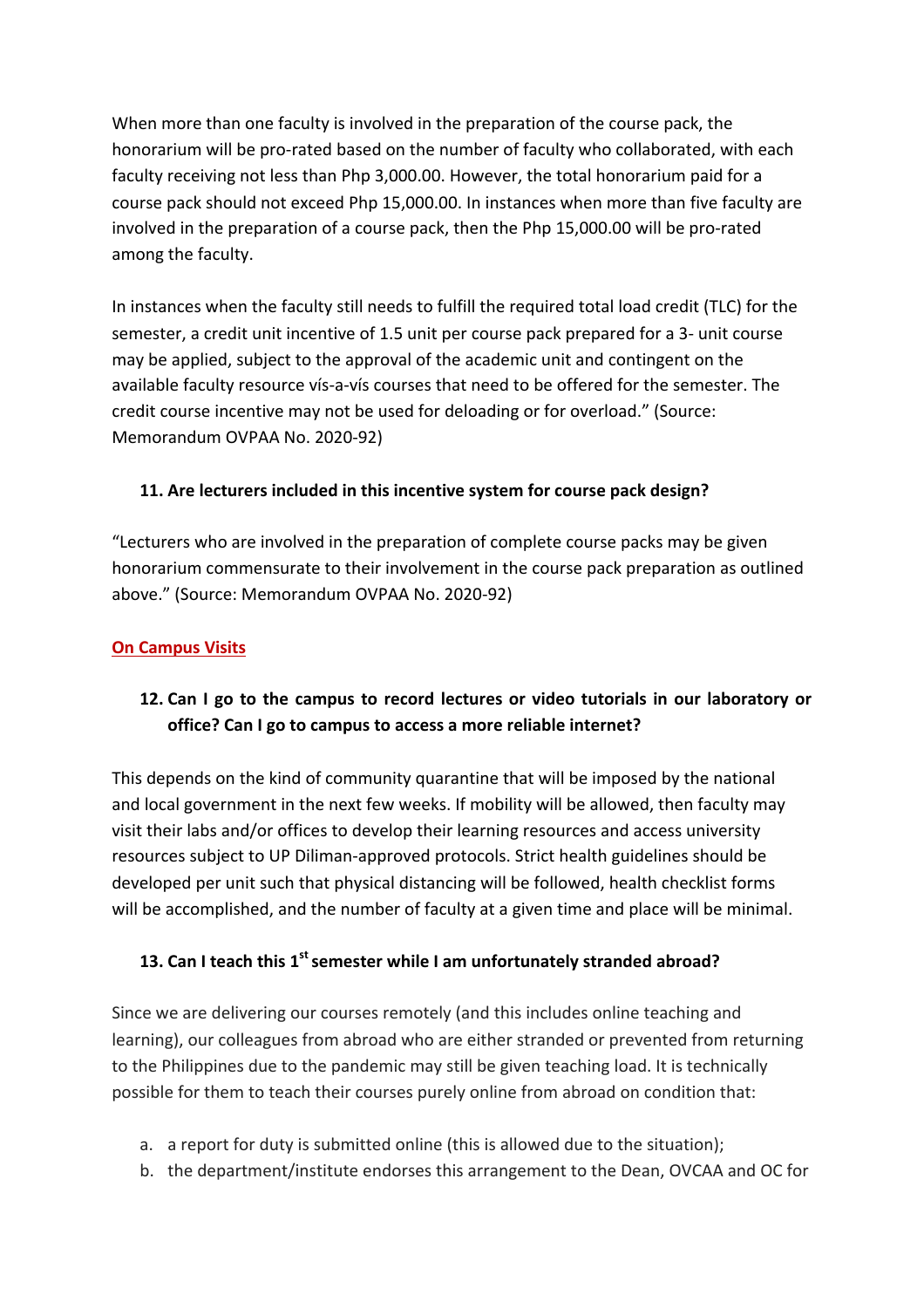When more than one faculty is involved in the preparation of the course pack, the honorarium will be pro-rated based on the number of faculty who collaborated, with each faculty receiving not less than Php 3,000.00. However, the total honorarium paid for a course pack should not exceed Php 15,000.00. In instances when more than five faculty are involved in the preparation of a course pack, then the Php 15,000.00 will be pro-rated among the faculty.

In instances when the faculty still needs to fulfill the required total load credit (TLC) for the semester, a credit unit incentive of 1.5 unit per course pack prepared for a 3- unit course may be applied, subject to the approval of the academic unit and contingent on the available faculty resource vís-a-vís courses that need to be offered for the semester. The credit course incentive may not be used for deloading or for overload." (Source: Memorandum OVPAA No. 2020-92)

**11. Are lecturers included in this incentive system for course pack design?**

"Lecturers who are involved in the preparation of complete course packs may be given honorarium commensurate to their involvement in the course pack preparation as outlined above." (Source: Memorandum OVPAA No. 2020-92)

## On Campus Visits

**12. Can I go to the campus to record lectures or video tutorials in our laboratory or office? Can I go to campus to access a more reliable internet?**

This depends on the kind of community quarantine that will be imposed by the national and local government in the next few weeks. If mobility will be allowed, then faculty may visit their labs and/or offices to develop their learning resources and access university resources subject to UP Diliman-approved protocols. Strict health guidelines should be developed per unit such that physical distancing will be followed, health checklist forms will be accomplished, and the number of faculty at a given time and place will be minimal.

**13. Can I teach this 1st semester while I am unfortunately stranded abroad?**

Since we are delivering our courses remotely (and this includes online teaching and learning), our colleagues from abroad who are either stranded or prevented from returning to the Philippines due to the pandemic may still be given teaching load. It is technically possible for them to teach their courses purely online from abroad on condition that:

a. a report for duty is submitted online (this is allowed due to the situation);
b. the department/institute endorses this arrangement to the Dean, OVCAA and OC for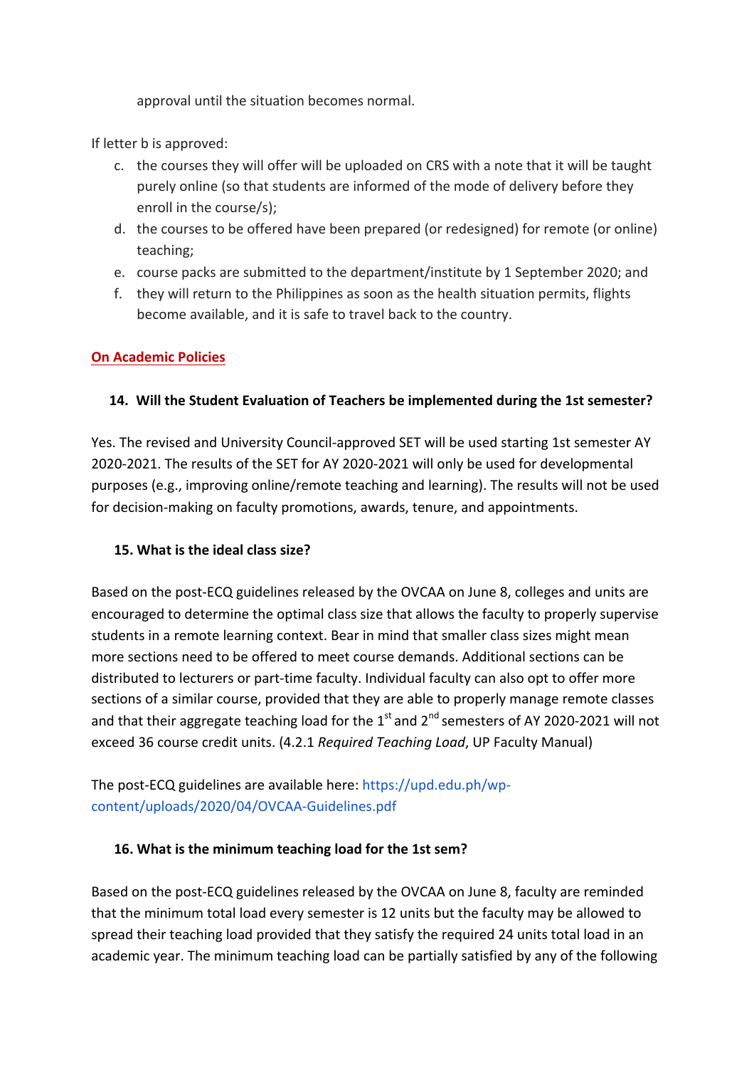approval until the situation becomes normal.

If letter b is approved:

c. the courses they will offer will be uploaded on CRS with a note that it will be taught purely online (so that students are informed of the mode of delivery before they enroll in the course/s);
d. the courses to be offered have been prepared (or redesigned) for remote (or online) teaching;
e. course packs are submitted to the department/institute by 1 September 2020; and
f. they will return to the Philippines as soon as the health situation permits, flights become available, and it is safe to travel back to the country.

## On Academic Policies

### 14. Will the Student Evaluation of Teachers be implemented during the 1st semester?

Yes. The revised and University Council-approved SET will be used starting 1st semester AY 2020-2021. The results of the SET for AY 2020-2021 will only be used for developmental purposes (e.g., improving online/remote teaching and learning). The results will not be used for decision-making on faculty promotions, awards, tenure, and appointments.

### 15. What is the ideal class size?

Based on the post-ECQ guidelines released by the OVCAA on June 8, colleges and units are encouraged to determine the optimal class size that allows the faculty to properly supervise students in a remote learning context. Bear in mind that smaller class sizes might mean more sections need to be offered to meet course demands. Additional sections can be distributed to lecturers or part-time faculty. Individual faculty can also opt to offer more sections of a similar course, provided that they are able to properly manage remote classes and that their aggregate teaching load for the 1st and 2nd semesters of AY 2020-2021 will not exceed 36 course credit units. (4.2.1 *Required Teaching Load*, UP Faculty Manual)

The post-ECQ guidelines are available here: https://upd.edu.ph/wp-content/uploads/2020/04/OVCAA-Guidelines.pdf

### 16. What is the minimum teaching load for the 1st sem?

Based on the post-ECQ guidelines released by the OVCAA on June 8, faculty are reminded that the minimum total load every semester is 12 units but the faculty may be allowed to spread their teaching load provided that they satisfy the required 24 units total load in an academic year. The minimum teaching load can be partially satisfied by any of the following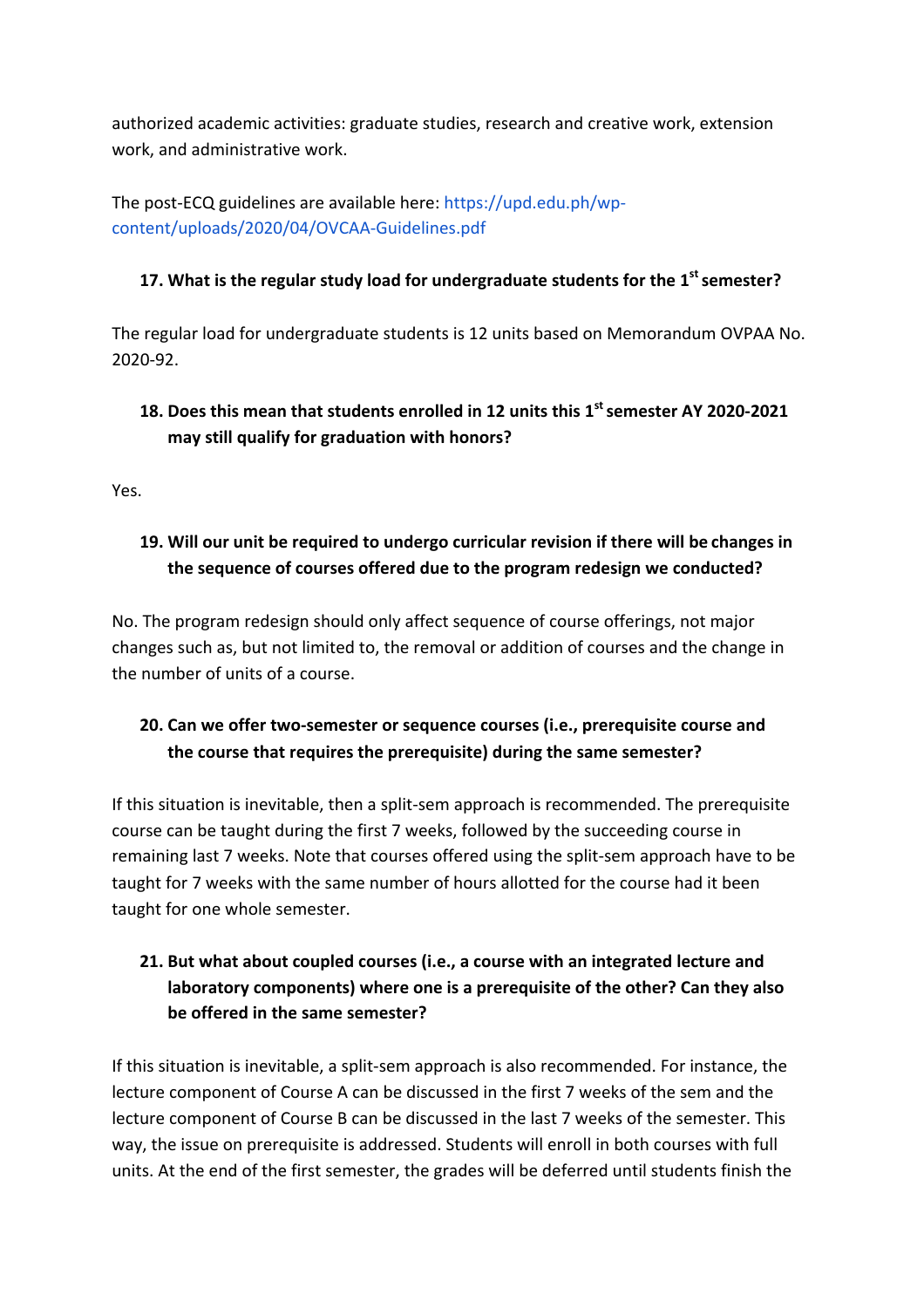authorized academic activities: graduate studies, research and creative work, extension work, and administrative work.

The post-ECQ guidelines are available here: https://upd.edu.ph/wp-content/uploads/2020/04/OVCAA-Guidelines.pdf

**17. What is the regular study load for undergraduate students for the 1st semester?**

The regular load for undergraduate students is 12 units based on Memorandum OVPAA No. 2020-92.

**18. Does this mean that students enrolled in 12 units this 1st semester AY 2020-2021 may still qualify for graduation with honors?**

Yes.

**19. Will our unit be required to undergo curricular revision if there will be changes in the sequence of courses offered due to the program redesign we conducted?**

No. The program redesign should only affect sequence of course offerings, not major changes such as, but not limited to, the removal or addition of courses and the change in the number of units of a course.

**20. Can we offer two-semester or sequence courses (i.e., prerequisite course and the course that requires the prerequisite) during the same semester?**

If this situation is inevitable, then a split-sem approach is recommended. The prerequisite course can be taught during the first 7 weeks, followed by the succeeding course in remaining last 7 weeks. Note that courses offered using the split-sem approach have to be taught for 7 weeks with the same number of hours allotted for the course had it been taught for one whole semester.

**21. But what about coupled courses (i.e., a course with an integrated lecture and laboratory components) where one is a prerequisite of the other? Can they also be offered in the same semester?**

If this situation is inevitable, a split-sem approach is also recommended. For instance, the lecture component of Course A can be discussed in the first 7 weeks of the sem and the lecture component of Course B can be discussed in the last 7 weeks of the semester. This way, the issue on prerequisite is addressed. Students will enroll in both courses with full units. At the end of the first semester, the grades will be deferred until students finish the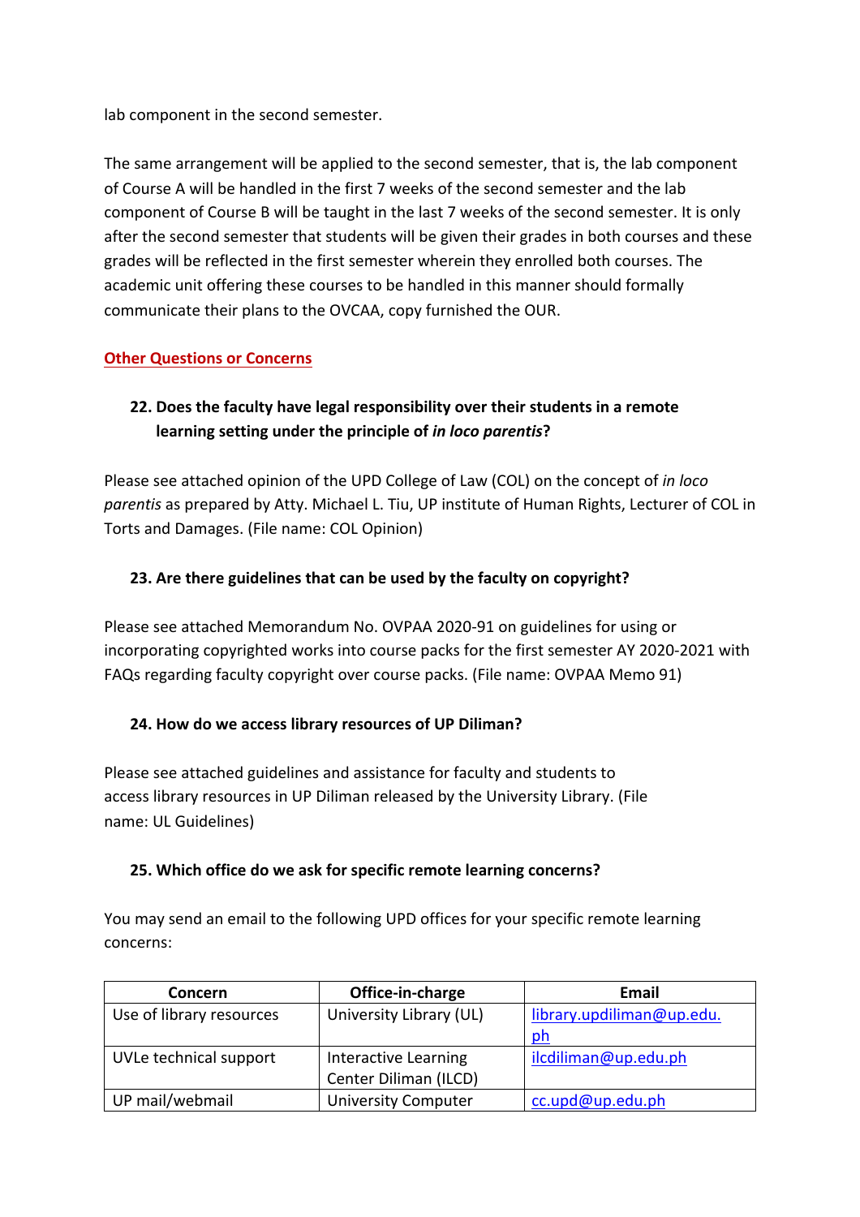lab component in the second semester.

The same arrangement will be applied to the second semester, that is, the lab component of Course A will be handled in the first 7 weeks of the second semester and the lab component of Course B will be taught in the last 7 weeks of the second semester. It is only after the second semester that students will be given their grades in both courses and these grades will be reflected in the first semester wherein they enrolled both courses. The academic unit offering these courses to be handled in this manner should formally communicate their plans to the OVCAA, copy furnished the OUR.

## Other Questions or Concerns

**22. Does the faculty have legal responsibility over their students in a remote learning setting under the principle of *in loco parentis*?**

Please see attached opinion of the UPD College of Law (COL) on the concept of *in loco parentis* as prepared by Atty. Michael L. Tiu, UP institute of Human Rights, Lecturer of COL in Torts and Damages. (File name: COL Opinion)

**23. Are there guidelines that can be used by the faculty on copyright?**

Please see attached Memorandum No. OVPAA 2020-91 on guidelines for using or incorporating copyrighted works into course packs for the first semester AY 2020-2021 with FAQs regarding faculty copyright over course packs. (File name: OVPAA Memo 91)

**24. How do we access library resources of UP Diliman?**

Please see attached guidelines and assistance for faculty and students to access library resources in UP Diliman released by the University Library. (File name: UL Guidelines)

**25. Which office do we ask for specific remote learning concerns?**

You may send an email to the following UPD offices for your specific remote learning concerns:

| Concern | Office-in-charge | Email |
|---|---|---|
| Use of library resources | University Library (UL) | library.updiliman@up.edu.ph |
| UVLe technical support | Interactive Learning Center Diliman (ILCD) | ilcdiliman@up.edu.ph |
| UP mail/webmail | University Computer | cc.upd@up.edu.ph |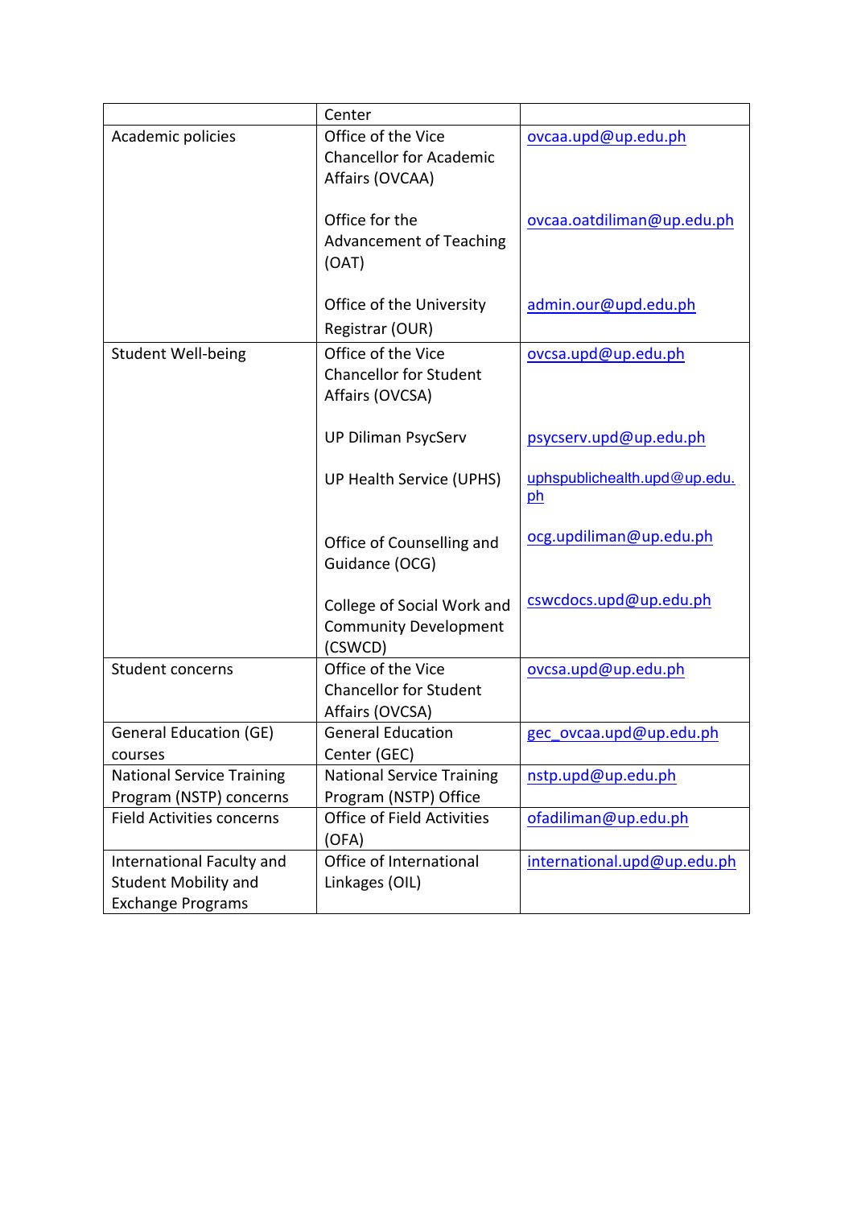| | | |
|---|---|---|
| | Center | |
| Academic policies | Office of the Vice Chancellor for Academic Affairs (OVCAA)<br><br>Office for the Advancement of Teaching (OAT)<br><br>Office of the University Registrar (OUR) | ovcaa.upd@up.edu.ph<br><br>ovcaa.oatdiliman@up.edu.ph<br><br>admin.our@upd.edu.ph |
| Student Well-being | Office of the Vice Chancellor for Student Affairs (OVCSA)<br><br>UP Diliman PsycServ<br><br>UP Health Service (UPHS)<br><br>Office of Counselling and Guidance (OCG)<br><br>College of Social Work and Community Development (CSWCD) | ovcsa.upd@up.edu.ph<br><br>psycserv.upd@up.edu.ph<br><br>uphspublichealth.upd@up.edu.ph<br><br>ocg.updiliman@up.edu.ph<br><br>cswcdocs.upd@up.edu.ph |
| Student concerns | Office of the Vice Chancellor for Student Affairs (OVCSA) | ovcsa.upd@up.edu.ph |
| General Education (GE) courses | General Education Center (GEC) | gec_ovcaa.upd@up.edu.ph |
| National Service Training Program (NSTP) concerns | National Service Training Program (NSTP) Office | nstp.upd@up.edu.ph |
| Field Activities concerns | Office of Field Activities (OFA) | ofadiliman@up.edu.ph |
| International Faculty and Student Mobility and Exchange Programs | Office of International Linkages (OIL) | international.upd@up.edu.ph |